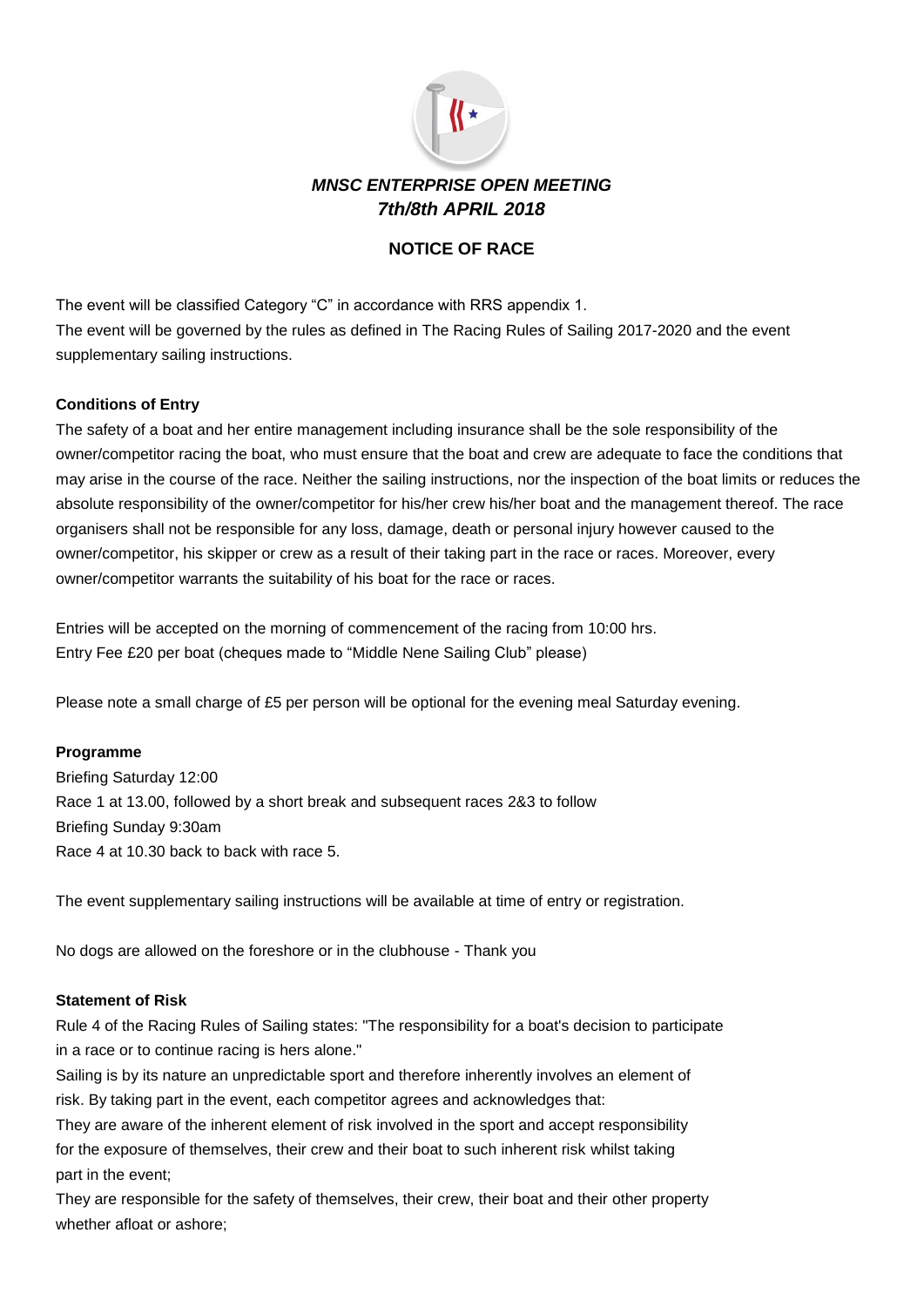***MNSC ENTERPRISE OPEN MEETING***
***7th/8th APRIL 2018***

## NOTICE OF RACE

The event will be classified Category "C" in accordance with RRS appendix 1.
The event will be governed by the rules as defined in The Racing Rules of Sailing 2017-2020 and the event supplementary sailing instructions.

**Conditions of Entry**

The safety of a boat and her entire management including insurance shall be the sole responsibility of the owner/competitor racing the boat, who must ensure that the boat and crew are adequate to face the conditions that may arise in the course of the race. Neither the sailing instructions, nor the inspection of the boat limits or reduces the absolute responsibility of the owner/competitor for his/her crew his/her boat and the management thereof. The race organisers shall not be responsible for any loss, damage, death or personal injury however caused to the owner/competitor, his skipper or crew as a result of their taking part in the race or races. Moreover, every owner/competitor warrants the suitability of his boat for the race or races.

Entries will be accepted on the morning of commencement of the racing from 10:00 hrs.
Entry Fee £20 per boat (cheques made to "Middle Nene Sailing Club" please)

Please note a small charge of £5 per person will be optional for the evening meal Saturday evening.

**Programme**

Briefing Saturday 12:00
Race 1 at 13.00, followed by a short break and subsequent races 2&3 to follow
Briefing Sunday 9:30am
Race 4 at 10.30 back to back with race 5.

The event supplementary sailing instructions will be available at time of entry or registration.

No dogs are allowed on the foreshore or in the clubhouse - Thank you

**Statement of Risk**

Rule 4 of the Racing Rules of Sailing states: "The responsibility for a boat's decision to participate in a race or to continue racing is hers alone."
Sailing is by its nature an unpredictable sport and therefore inherently involves an element of risk. By taking part in the event, each competitor agrees and acknowledges that:
They are aware of the inherent element of risk involved in the sport and accept responsibility for the exposure of themselves, their crew and their boat to such inherent risk whilst taking part in the event;
They are responsible for the safety of themselves, their crew, their boat and their other property whether afloat or ashore;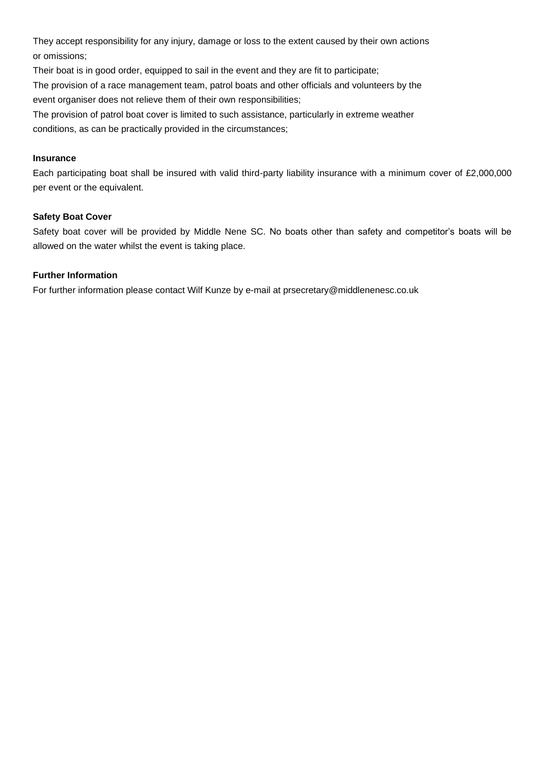They accept responsibility for any injury, damage or loss to the extent caused by their own actions or omissions;

Their boat is in good order, equipped to sail in the event and they are fit to participate;

The provision of a race management team, patrol boats and other officials and volunteers by the event organiser does not relieve them of their own responsibilities;

The provision of patrol boat cover is limited to such assistance, particularly in extreme weather conditions, as can be practically provided in the circumstances;

**Insurance**

Each participating boat shall be insured with valid third-party liability insurance with a minimum cover of £2,000,000 per event or the equivalent.

**Safety Boat Cover**

Safety boat cover will be provided by Middle Nene SC. No boats other than safety and competitor's boats will be allowed on the water whilst the event is taking place.

**Further Information**

For further information please contact Wilf Kunze by e-mail at prsecretary@middlenenesc.co.uk